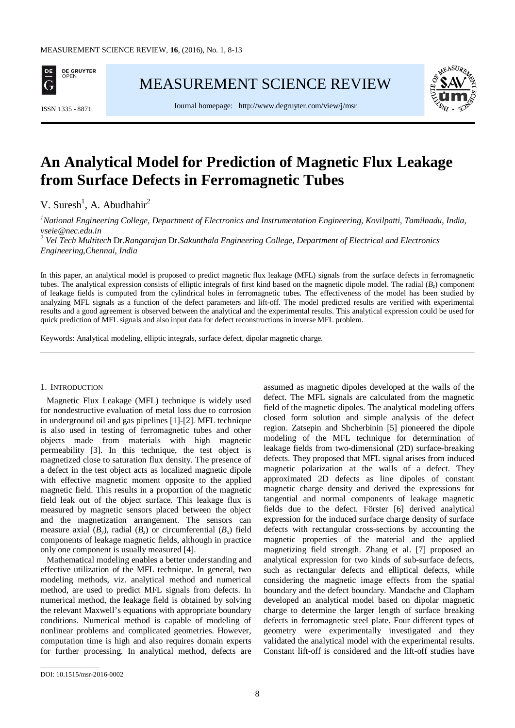# An Analytical Model for Prediction of Magnetic Flux Leakage from Surface Defects in Ferromagnetic Tubes

V. Suresh[1], A. Abudhahir[2]

[1]*National Engineering College, Department of Electronics and Instrumentation Engineering, Kovilpatti, Tamilnadu, India, vseie@nec.edu.in*

[2] *Vel Tech Multitech* Dr.*Rangarajan* Dr.*Sakunthala Engineering College, Department of Electrical and Electronics Engineering,Chennai, India*

In this paper, an analytical model is proposed to predict magnetic flux leakage (MFL) signals from the surface defects in ferromagnetic tubes. The analytical expression consists of elliptic integrals of first kind based on the magnetic dipole model. The radial ($B_z$) component of leakage fields is computed from the cylindrical holes in ferromagnetic tubes. The effectiveness of the model has been studied by analyzing MFL signals as a function of the defect parameters and lift-off. The model predicted results are verified with experimental results and a good agreement is observed between the analytical and the experimental results. This analytical expression could be used for quick prediction of MFL signals and also input data for defect reconstructions in inverse MFL problem.

Keywords: Analytical modeling, elliptic integrals, surface defect, dipolar magnetic charge.

## 1. Introduction

Magnetic Flux Leakage (MFL) technique is widely used for nondestructive evaluation of metal loss due to corrosion in underground oil and gas pipelines [1]-[2]. MFL technique is also used in testing of ferromagnetic tubes and other objects made from materials with high magnetic permeability [3]. In this technique, the test object is magnetized close to saturation flux density. The presence of a defect in the test object acts as localized magnetic dipole with effective magnetic moment opposite to the applied magnetic field. This results in a proportion of the magnetic field leak out of the object surface. This leakage flux is measured by magnetic sensors placed between the object and the magnetization arrangement. The sensors can measure axial ($B_y$), radial ($B_z$) or circumferential ($B_x$) field components of leakage magnetic fields, although in practice only one component is usually measured [4].

Mathematical modeling enables a better understanding and effective utilization of the MFL technique. In general, two modeling methods, viz. analytical method and numerical method, are used to predict MFL signals from defects. In numerical method, the leakage field is obtained by solving the relevant Maxwell's equations with appropriate boundary conditions. Numerical method is capable of modeling of nonlinear problems and complicated geometries. However, computation time is high and also requires domain experts for further processing. In analytical method, defects are assumed as magnetic dipoles developed at the walls of the defect. The MFL signals are calculated from the magnetic field of the magnetic dipoles. The analytical modeling offers closed form solution and simple analysis of the defect region. Zatsepin and Shcherbinin [5] pioneered the dipole modeling of the MFL technique for determination of leakage fields from two-dimensional (2D) surface-breaking defects. They proposed that MFL signal arises from induced magnetic polarization at the walls of a defect. They approximated 2D defects as line dipoles of constant magnetic charge density and derived the expressions for tangential and normal components of leakage magnetic fields due to the defect. Förster [6] derived analytical expression for the induced surface charge density of surface defects with rectangular cross-sections by accounting the magnetic properties of the material and the applied magnetizing field strength. Zhang et al. [7] proposed an analytical expression for two kinds of sub-surface defects, such as rectangular defects and elliptical defects, while considering the magnetic image effects from the spatial boundary and the defect boundary. Mandache and Clapham developed an analytical model based on dipolar magnetic charge to determine the larger length of surface breaking defects in ferromagnetic steel plate. Four different types of geometry were experimentally investigated and they validated the analytical model with the experimental results. Constant lift-off is considered and the lift-off studies have

DOI: 10.1515/msr-2016-0002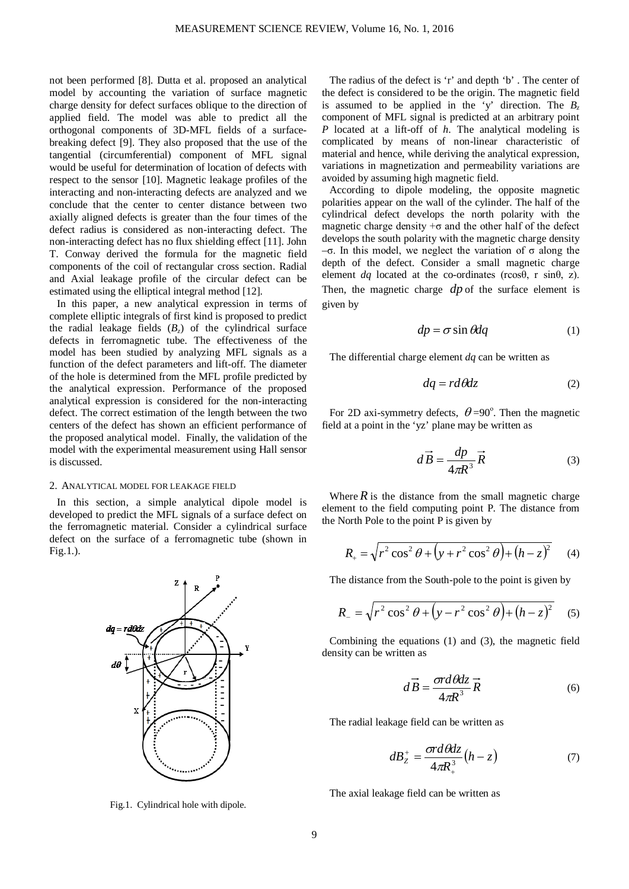not been performed [8]. Dutta et al. proposed an analytical model by accounting the variation of surface magnetic charge density for defect surfaces oblique to the direction of applied field. The model was able to predict all the orthogonal components of 3D-MFL fields of a surface-breaking defect [9]. They also proposed that the use of the tangential (circumferential) component of MFL signal would be useful for determination of location of defects with respect to the sensor [10]. Magnetic leakage profiles of the interacting and non-interacting defects are analyzed and we conclude that the center to center distance between two axially aligned defects is greater than the four times of the defect radius is considered as non-interacting defect. The non-interacting defect has no flux shielding effect [11]. John T. Conway derived the formula for the magnetic field components of the coil of rectangular cross section. Radial and Axial leakage profile of the circular defect can be estimated using the elliptical integral method [12].

In this paper, a new analytical expression in terms of complete elliptic integrals of first kind is proposed to predict the radial leakage fields ($B_z$) of the cylindrical surface defects in ferromagnetic tube. The effectiveness of the model has been studied by analyzing MFL signals as a function of the defect parameters and lift-off. The diameter of the hole is determined from the MFL profile predicted by the analytical expression. Performance of the proposed analytical expression is considered for the non-interacting defect. The correct estimation of the length between the two centers of the defect has shown an efficient performance of the proposed analytical model. Finally, the validation of the model with the experimental measurement using Hall sensor is discussed.

## 2. Analytical model for leakage field

In this section, a simple analytical dipole model is developed to predict the MFL signals of a surface defect on the ferromagnetic material. Consider a cylindrical surface defect on the surface of a ferromagnetic tube (shown in Fig.1.).

Fig.1. Cylindrical hole with dipole.

The radius of the defect is 'r' and depth 'b'. The center of the defect is considered to be the origin. The magnetic field is assumed to be applied in the 'y' direction. The $B_z$ component of MFL signal is predicted at an arbitrary point *P* located at a lift-off of *h*. The analytical modeling is complicated by means of non-linear characteristic of material and hence, while deriving the analytical expression, variations in magnetization and permeability variations are avoided by assuming high magnetic field.

According to dipole modeling, the opposite magnetic polarities appear on the wall of the cylinder. The half of the cylindrical defect develops the north polarity with the magnetic charge density $+\sigma$ and the other half of the defect develops the south polarity with the magnetic charge density $-\sigma$. In this model, we neglect the variation of $\sigma$ along the depth of the defect. Consider a small magnetic charge element $dq$ located at the co-ordinates ($r\cos\theta$, $r\sin\theta$, $z$). Then, the magnetic charge $dp$ of the surface element is given by

$$dp = \sigma \sin \theta dq \tag{1}$$

The differential charge element $dq$ can be written as

$$dq = r d\theta dz \tag{2}$$

For 2D axi-symmetry defects, $\theta = 90^{\circ}$. Then the magnetic field at a point in the 'yz' plane may be written as

$$d\vec{B} = \frac{dp}{4\pi R^3}\vec{R} \tag{3}$$

Where $R$ is the distance from the small magnetic charge element to the field computing point P. The distance from the North Pole to the point P is given by

$$R_+ = \sqrt{r^2\cos^2\theta + \left(y + r^2\cos^2\theta\right) + \left(h - z\right)^2} \tag{4}$$

The distance from the South-pole to the point is given by

$$R_- = \sqrt{r^2\cos^2\theta + \left(y - r^2\cos^2\theta\right) + \left(h - z\right)^2} \tag{5}$$

Combining the equations (1) and (3), the magnetic field density can be written as

$$d\vec{B} = \frac{\sigma r d\theta dz}{4\pi R^3}\vec{R} \tag{6}$$

The radial leakage field can be written as

$$dB_Z^+ = \frac{\sigma r d\theta dz}{4\pi R_+^3}\left(h - z\right) \tag{7}$$

The axial leakage field can be written as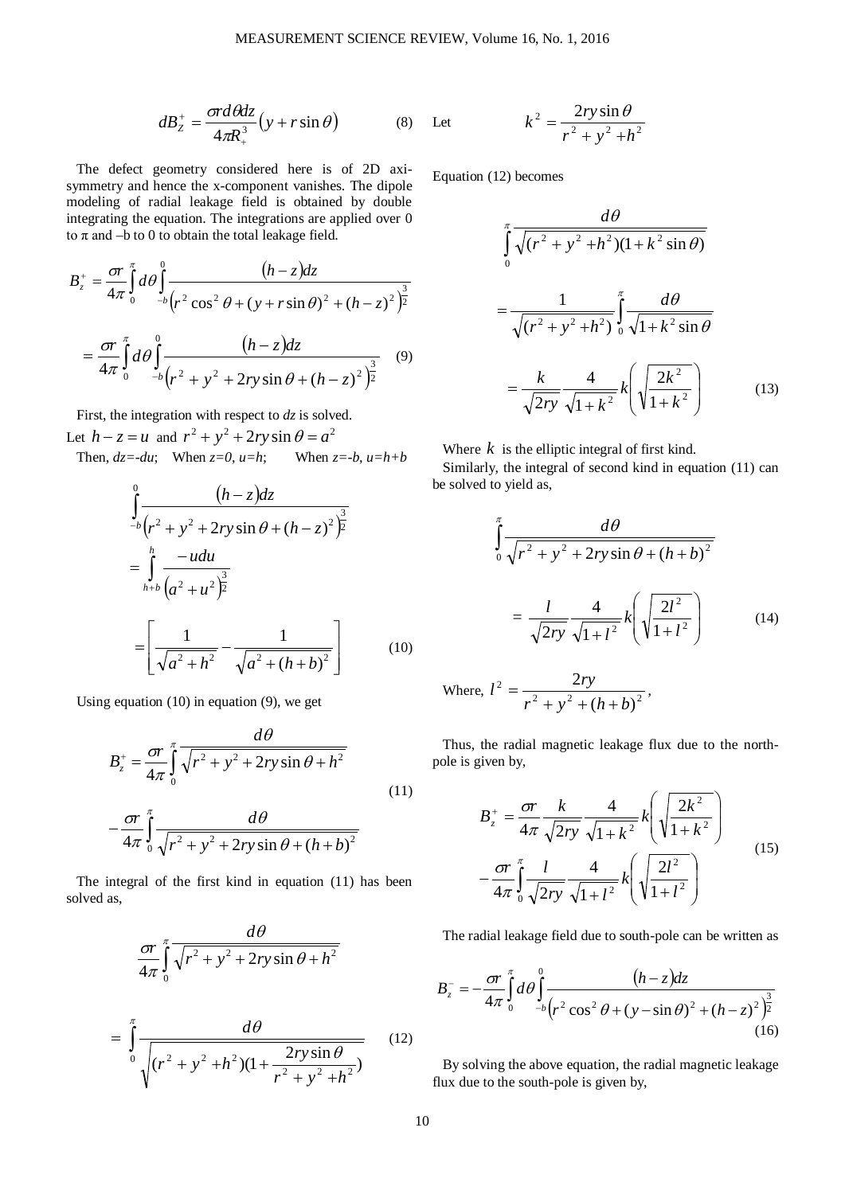$$dB_Z^+ = \frac{\sigma r d\theta dz}{4\pi R_+^3}\left(y + r\sin\theta\right) \tag{8}$$

The defect geometry considered here is of 2D axi-symmetry and hence the x-component vanishes. The dipole modeling of radial leakage field is obtained by double integrating the equation. The integrations are applied over 0 to π and –b to 0 to obtain the total leakage field.

$$B_z^+ = \frac{\sigma r}{4\pi}\int_0^{\pi} d\theta \int_{-b}^{0} \frac{(h-z)dz}{\left(r^2\cos^2\theta + (y + r\sin\theta)^2 + (h-z)^2\right)^{\frac{3}{2}}}$$

$$= \frac{\sigma r}{4\pi}\int_0^{\pi} d\theta \int_{-b}^{0} \frac{(h-z)dz}{\left(r^2 + y^2 + 2ry\sin\theta + (h-z)^2\right)^{\frac{3}{2}}} \tag{9}$$

First, the integration with respect to *dz* is solved.

Let $h - z = u$ and $r^2 + y^2 + 2ry\sin\theta = a^2$

Then, $dz=-du$; When $z=0$, $u=h$; When $z=-b$, $u=h+b$

$$\int_{-b}^{0} \frac{(h-z)dz}{\left(r^2 + y^2 + 2ry\sin\theta + (h-z)^2\right)^{\frac{3}{2}}} = \int_{h+b}^{h} \frac{-udu}{\left(a^2 + u^2\right)^{\frac{3}{2}}}$$

$$= \left[\frac{1}{\sqrt{a^2 + h^2}} - \frac{1}{\sqrt{a^2 + (h+b)^2}}\right] \tag{10}$$

Using equation (10) in equation (9), we get

$$B_z^+ = \frac{\sigma r}{4\pi}\int_0^{\pi} \frac{d\theta}{\sqrt{r^2 + y^2 + 2ry\sin\theta + h^2}} - \frac{\sigma r}{4\pi}\int_0^{\pi} \frac{d\theta}{\sqrt{r^2 + y^2 + 2ry\sin\theta + (h+b)^2}} \tag{11}$$

The integral of the first kind in equation (11) has been solved as,

$$\frac{\sigma r}{4\pi}\int_0^{\pi} \frac{d\theta}{\sqrt{r^2 + y^2 + 2ry\sin\theta + h^2}} = \int_0^{\pi} \frac{d\theta}{\sqrt{(r^2 + y^2 + h^2)\left(1 + \frac{2ry\sin\theta}{r^2 + y^2 + h^2}\right)}} \tag{12}$$

Let
$$k^2 = \frac{2ry\sin\theta}{r^2 + y^2 + h^2}$$

Equation (12) becomes

$$\int_0^{\pi} \frac{d\theta}{\sqrt{(r^2 + y^2 + h^2)(1 + k^2\sin\theta)}}$$

$$= \frac{1}{\sqrt{(r^2 + y^2 + h^2)}}\int_0^{\pi} \frac{d\theta}{\sqrt{1 + k^2\sin\theta}}$$

$$= \frac{k}{\sqrt{2ry}}\frac{4}{\sqrt{1 + k^2}}k\left(\sqrt{\frac{2k^2}{1 + k^2}}\right) \tag{13}$$

Where $k$ is the elliptic integral of first kind.

Similarly, the integral of second kind in equation (11) can be solved to yield as,

$$\int_0^{\pi} \frac{d\theta}{\sqrt{r^2 + y^2 + 2ry\sin\theta + (h+b)^2}} = \frac{l}{\sqrt{2ry}}\frac{4}{\sqrt{1 + l^2}}k\left(\sqrt{\frac{2l^2}{1 + l^2}}\right) \tag{14}$$

Where, $l^2 = \dfrac{2ry}{r^2 + y^2 + (h+b)^2}$,

Thus, the radial magnetic leakage flux due to the north-pole is given by,

$$B_z^+ = \frac{\sigma r}{4\pi}\frac{k}{\sqrt{2ry}}\frac{4}{\sqrt{1 + k^2}}k\left(\sqrt{\frac{2k^2}{1 + k^2}}\right) - \frac{\sigma r}{4\pi}\int_0^{\pi}\frac{l}{\sqrt{2ry}}\frac{4}{\sqrt{1 + l^2}}k\left(\sqrt{\frac{2l^2}{1 + l^2}}\right) \tag{15}$$

The radial leakage field due to south-pole can be written as

$$B_z^- = -\frac{\sigma r}{4\pi}\int_0^{\pi} d\theta \int_{-b}^{0} \frac{(h-z)dz}{\left(r^2\cos^2\theta + (y - \sin\theta)^2 + (h-z)^2\right)^{\frac{3}{2}}} \tag{16}$$

By solving the above equation, the radial magnetic leakage flux due to the south-pole is given by,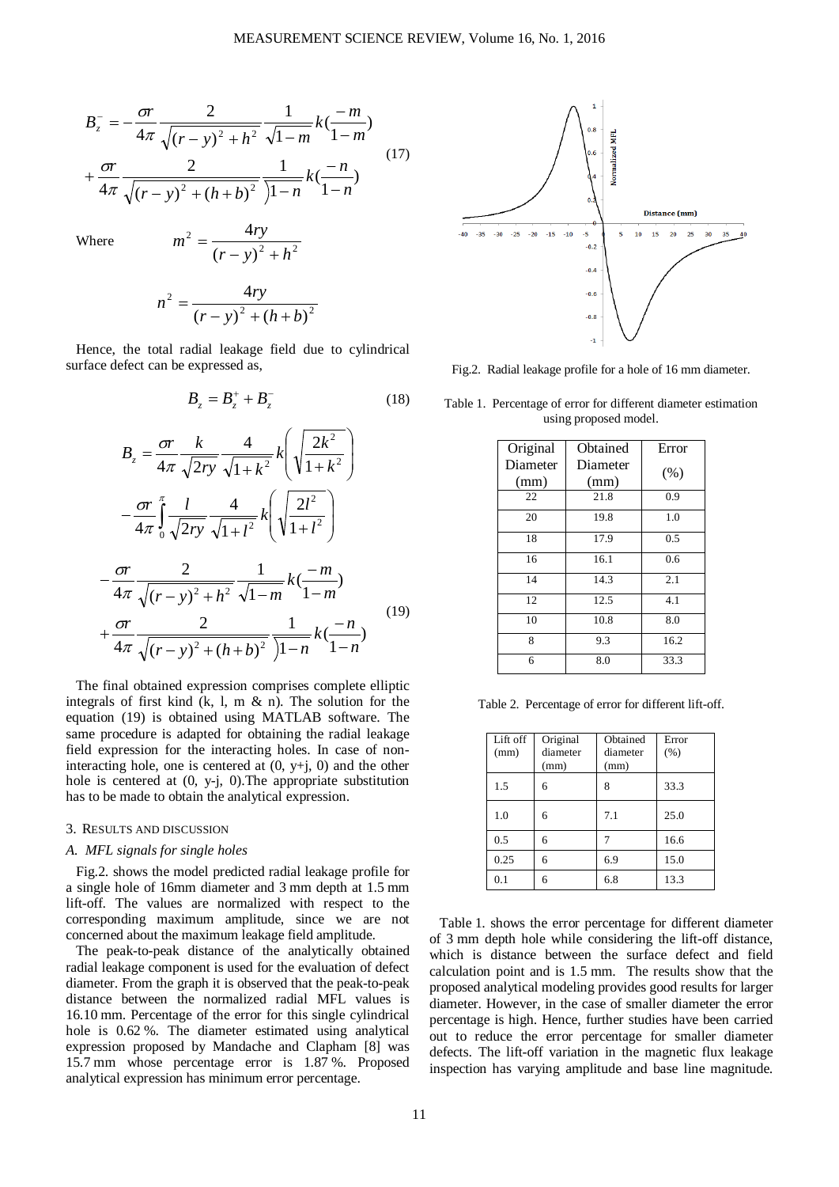$$B_z^- = -\frac{\sigma r}{4\pi} \frac{2}{\sqrt{(r-y)^2+h^2}} \frac{1}{\sqrt{1-m}} k(\frac{-m}{1-m}) + \frac{\sigma r}{4\pi} \frac{2}{\sqrt{(r-y)^2+(h+b)^2}} \frac{1}{\sqrt{1-n}} k(\frac{-n}{1-n}) \tag{17}$$

Where $$m^2 = \frac{4ry}{(r-y)^2+h^2}$$

$$n^2 = \frac{4ry}{(r-y)^2+(h+b)^2}$$

Hence, the total radial leakage field due to cylindrical surface defect can be expressed as,

$$B_z = B_z^+ + B_z^- \tag{18}$$

$$B_z = \frac{\sigma r}{4\pi} \frac{k}{\sqrt{2ry}} \frac{4}{\sqrt{1+k^2}} k\left(\sqrt{\frac{2k^2}{1+k^2}}\right) - \frac{\sigma r}{4\pi} \int_0^\pi \frac{l}{\sqrt{2ry}} \frac{4}{\sqrt{1+l^2}} k\left(\sqrt{\frac{2l^2}{1+l^2}}\right) - \frac{\sigma r}{4\pi} \frac{2}{\sqrt{(r-y)^2+h^2}} \frac{1}{\sqrt{1-m}} k(\frac{-m}{1-m}) + \frac{\sigma r}{4\pi} \frac{2}{\sqrt{(r-y)^2+(h+b)^2}} \frac{1}{\sqrt{1-n}} k(\frac{-n}{1-n}) \tag{19}$$

The final obtained expression comprises complete elliptic integrals of first kind (k, l, m & n). The solution for the equation (19) is obtained using MATLAB software. The same procedure is adapted for obtaining the radial leakage field expression for the interacting holes. In case of non-interacting hole, one is centered at (0, y+j, 0) and the other hole is centered at (0, y-j, 0).The appropriate substitution has to be made to obtain the analytical expression.

## 3. Results and discussion

### A. MFL signals for single holes

Fig.2. shows the model predicted radial leakage profile for a single hole of 16mm diameter and 3 mm depth at 1.5 mm lift-off. The values are normalized with respect to the corresponding maximum amplitude, since we are not concerned about the maximum leakage field amplitude.

The peak-to-peak distance of the analytically obtained radial leakage component is used for the evaluation of defect diameter. From the graph it is observed that the peak-to-peak distance between the normalized radial MFL values is 16.10 mm. Percentage of the error for this single cylindrical hole is 0.62 %. The diameter estimated using analytical expression proposed by Mandache and Clapham [8] was 15.7 mm whose percentage error is 1.87 %. Proposed analytical expression has minimum error percentage.

Fig.2. Radial leakage profile for a hole of 16 mm diameter.

Table 1. Percentage of error for different diameter estimation using proposed model.

| Original Diameter (mm) | Obtained Diameter (mm) | Error (%) |
|---|---|---|
| 22 | 21.8 | 0.9 |
| 20 | 19.8 | 1.0 |
| 18 | 17.9 | 0.5 |
| 16 | 16.1 | 0.6 |
| 14 | 14.3 | 2.1 |
| 12 | 12.5 | 4.1 |
| 10 | 10.8 | 8.0 |
| 8 | 9.3 | 16.2 |
| 6 | 8.0 | 33.3 |

Table 2. Percentage of error for different lift-off.

| Lift off (mm) | Original diameter (mm) | Obtained diameter (mm) | Error (%) |
|---|---|---|---|
| 1.5 | 6 | 8 | 33.3 |
| 1.0 | 6 | 7.1 | 25.0 |
| 0.5 | 6 | 7 | 16.6 |
| 0.25 | 6 | 6.9 | 15.0 |
| 0.1 | 6 | 6.8 | 13.3 |

Table 1. shows the error percentage for different diameter of 3 mm depth hole while considering the lift-off distance, which is distance between the surface defect and field calculation point and is 1.5 mm. The results show that the proposed analytical modeling provides good results for larger diameter. However, in the case of smaller diameter the error percentage is high. Hence, further studies have been carried out to reduce the error percentage for smaller diameter defects. The lift-off variation in the magnetic flux leakage inspection has varying amplitude and base line magnitude.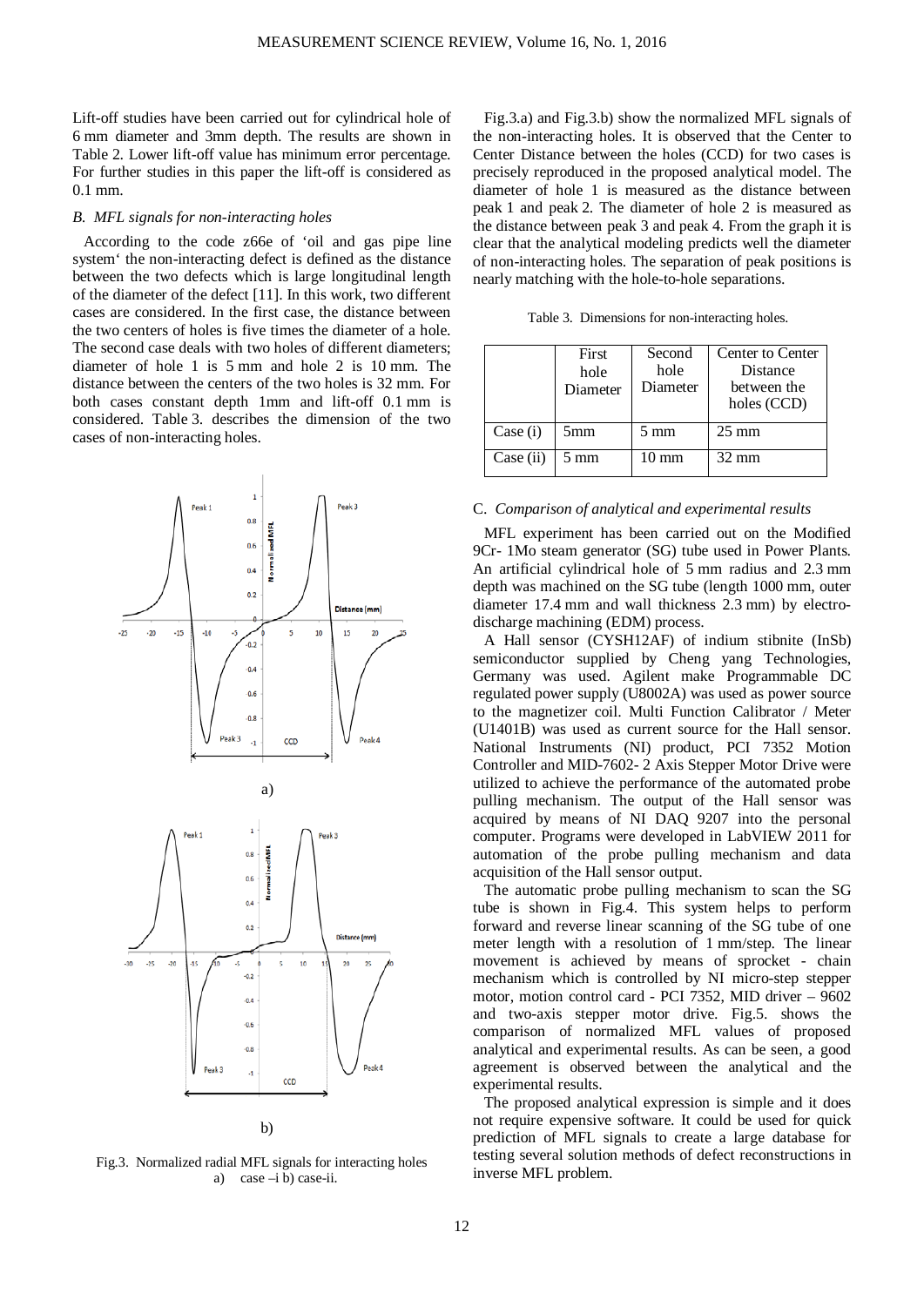Lift-off studies have been carried out for cylindrical hole of 6 mm diameter and 3mm depth. The results are shown in Table 2. Lower lift-off value has minimum error percentage. For further studies in this paper the lift-off is considered as 0.1 mm.

### *B. MFL signals for non-interacting holes*

According to the code z66e of 'oil and gas pipe line system' the non-interacting defect is defined as the distance between the two defects which is large longitudinal length of the diameter of the defect [11]. In this work, two different cases are considered. In the first case, the distance between the two centers of holes is five times the diameter of a hole. The second case deals with two holes of different diameters; diameter of hole 1 is 5 mm and hole 2 is 10 mm. The distance between the centers of the two holes is 32 mm. For both cases constant depth 1mm and lift-off 0.1 mm is considered. Table 3. describes the dimension of the two cases of non-interacting holes.

a)

b)

Fig.3. Normalized radial MFL signals for interacting holes a) case –i b) case-ii.

Fig.3.a) and Fig.3.b) show the normalized MFL signals of the non-interacting holes. It is observed that the Center to Center Distance between the holes (CCD) for two cases is precisely reproduced in the proposed analytical model. The diameter of hole 1 is measured as the distance between peak 1 and peak 2. The diameter of hole 2 is measured as the distance between peak 3 and peak 4. From the graph it is clear that the analytical modeling predicts well the diameter of non-interacting holes. The separation of peak positions is nearly matching with the hole-to-hole separations.

Table 3. Dimensions for non-interacting holes.

| | First hole Diameter | Second hole Diameter | Center to Center Distance between the holes (CCD) |
|---|---|---|---|
| Case (i) | 5mm | 5 mm | 25 mm |
| Case (ii) | 5 mm | 10 mm | 32 mm |

### C. *Comparison of analytical and experimental results*

MFL experiment has been carried out on the Modified 9Cr- 1Mo steam generator (SG) tube used in Power Plants. An artificial cylindrical hole of 5 mm radius and 2.3 mm depth was machined on the SG tube (length 1000 mm, outer diameter 17.4 mm and wall thickness 2.3 mm) by electro-discharge machining (EDM) process.

A Hall sensor (CYSH12AF) of indium stibnite (InSb) semiconductor supplied by Cheng yang Technologies, Germany was used. Agilent make Programmable DC regulated power supply (U8002A) was used as power source to the magnetizer coil. Multi Function Calibrator / Meter (U1401B) was used as current source for the Hall sensor. National Instruments (NI) product, PCI 7352 Motion Controller and MID-7602- 2 Axis Stepper Motor Drive were utilized to achieve the performance of the automated probe pulling mechanism. The output of the Hall sensor was acquired by means of NI DAQ 9207 into the personal computer. Programs were developed in LabVIEW 2011 for automation of the probe pulling mechanism and data acquisition of the Hall sensor output.

The automatic probe pulling mechanism to scan the SG tube is shown in Fig.4. This system helps to perform forward and reverse linear scanning of the SG tube of one meter length with a resolution of 1 mm/step. The linear movement is achieved by means of sprocket - chain mechanism which is controlled by NI micro-step stepper motor, motion control card - PCI 7352, MID driver – 9602 and two-axis stepper motor drive. Fig.5. shows the comparison of normalized MFL values of proposed analytical and experimental results. As can be seen, a good agreement is observed between the analytical and the experimental results.

The proposed analytical expression is simple and it does not require expensive software. It could be used for quick prediction of MFL signals to create a large database for testing several solution methods of defect reconstructions in inverse MFL problem.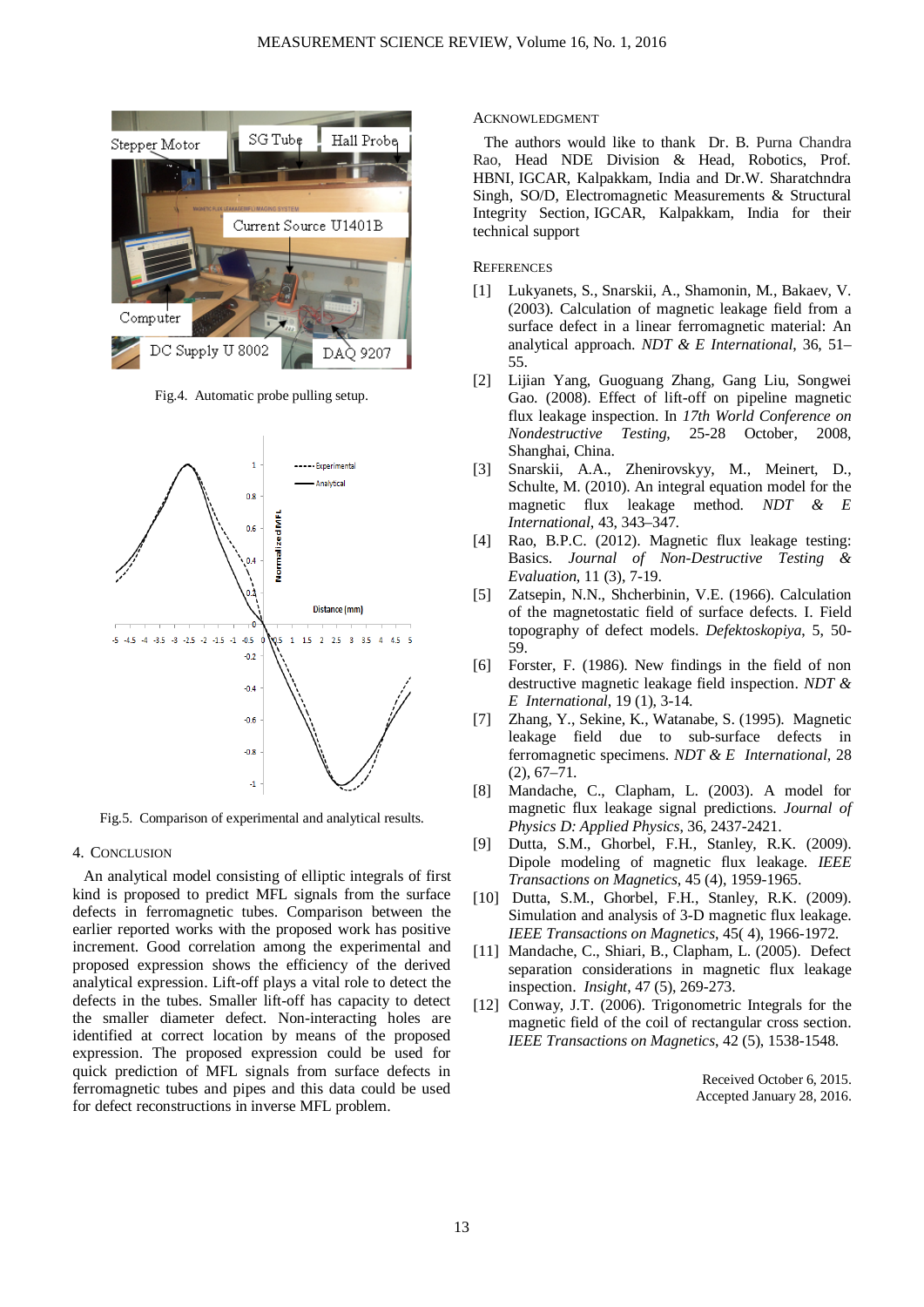Stepper Motor

SG Tube

Hall Probe

Current Source U1401B

Computer

DC Supply U 8002

DAQ 9207

Fig.4. Automatic probe pulling setup.

Experimental

Analytical

Normalized MFL

Distance (mm)

-5 -4.5 -4 -3.5 -3 -2.5 -2 -1.5 -1 -0.5 0 0.5 1 1.5 2 2.5 3 3.5 4 4.5 5

1 0.8 0.6 0.4 0.2 0 -0.2 -0.4 -0.6 -0.8 -1

Fig.5. Comparison of experimental and analytical results.

## 4. CONCLUSION

An analytical model consisting of elliptic integrals of first kind is proposed to predict MFL signals from the surface defects in ferromagnetic tubes. Comparison between the earlier reported works with the proposed work has positive increment. Good correlation among the experimental and proposed expression shows the efficiency of the derived analytical expression. Lift-off plays a vital role to detect the defects in the tubes. Smaller lift-off has capacity to detect the smaller diameter defect. Non-interacting holes are identified at correct location by means of the proposed expression. The proposed expression could be used for quick prediction of MFL signals from surface defects in ferromagnetic tubes and pipes and this data could be used for defect reconstructions in inverse MFL problem.

## ACKNOWLEDGMENT

The authors would like to thank Dr. B. Purna Chandra Rao, Head NDE Division & Head, Robotics, Prof. HBNI, IGCAR, Kalpakkam, India and Dr.W. Sharatchndra Singh, SO/D, Electromagnetic Measurements & Structural Integrity Section, IGCAR, Kalpakkam, India for their technical support

## REFERENCES

[1] Lukyanets, S., Snarskii, A., Shamonin, M., Bakaev, V. (2003). Calculation of magnetic leakage field from a surface defect in a linear ferromagnetic material: An analytical approach. *NDT & E International*, 36, 51–55.

[2] Lijian Yang, Guoguang Zhang, Gang Liu, Songwei Gao. (2008). Effect of lift-off on pipeline magnetic flux leakage inspection. In *17th World Conference on Nondestructive Testing*, 25-28 October, 2008, Shanghai, China.

[3] Snarskii, A.A., Zhenirovskyy, M., Meinert, D., Schulte, M. (2010). An integral equation model for the magnetic flux leakage method. *NDT & E International*, 43, 343–347.

[4] Rao, B.P.C. (2012). Magnetic flux leakage testing: Basics. *Journal of Non-Destructive Testing & Evaluation*, 11 (3), 7-19.

[5] Zatsepin, N.N., Shcherbinin, V.E. (1966). Calculation of the magnetostatic field of surface defects. I. Field topography of defect models. *Defektoskopiya*, 5, 50-59.

[6] Forster, F. (1986). New findings in the field of non destructive magnetic leakage field inspection. *NDT & E International*, 19 (1), 3-14.

[7] Zhang, Y., Sekine, K., Watanabe, S. (1995). Magnetic leakage field due to sub-surface defects in ferromagnetic specimens. *NDT & E International*, 28 (2), 67–71.

[8] Mandache, C., Clapham, L. (2003). A model for magnetic flux leakage signal predictions. *Journal of Physics D: Applied Physics*, 36, 2437-2421.

[9] Dutta, S.M., Ghorbel, F.H., Stanley, R.K. (2009). Dipole modeling of magnetic flux leakage. *IEEE Transactions on Magnetics*, 45 (4), 1959-1965.

[10] Dutta, S.M., Ghorbel, F.H., Stanley, R.K. (2009). Simulation and analysis of 3-D magnetic flux leakage. *IEEE Transactions on Magnetics*, 45( 4), 1966-1972.

[11] Mandache, C., Shiari, B., Clapham, L. (2005). Defect separation considerations in magnetic flux leakage inspection. *Insight*, 47 (5), 269-273.

[12] Conway, J.T. (2006). Trigonometric Integrals for the magnetic field of the coil of rectangular cross section. *IEEE Transactions on Magnetics*, 42 (5), 1538-1548.

Received October 6, 2015.
Accepted January 28, 2016.